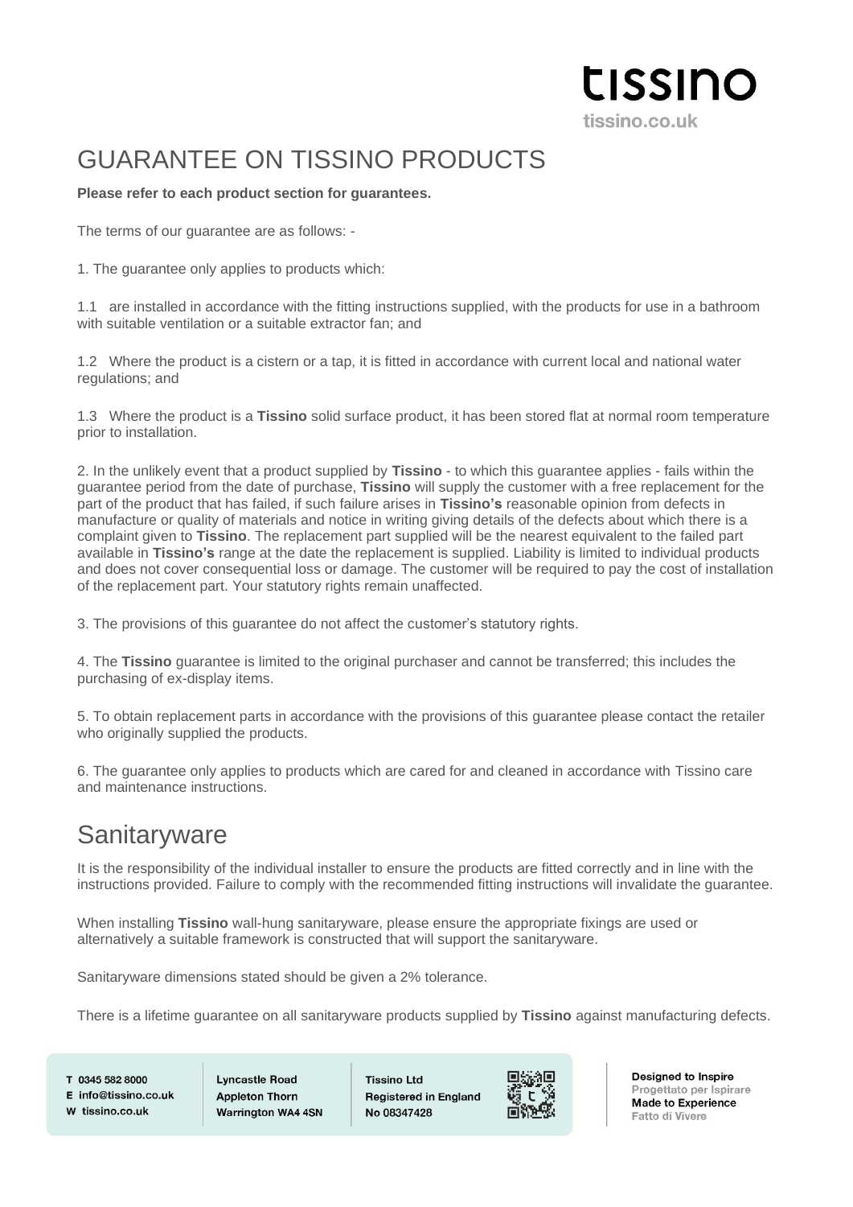# GUARANTEE ON TISSINO PRODUCTS

**Please refer to each product section for guarantees.**

The terms of our guarantee are as follows: -

1. The guarantee only applies to products which:

1.1 are installed in accordance with the fitting instructions supplied, with the products for use in a bathroom with suitable ventilation or a suitable extractor fan; and

1.2 Where the product is a cistern or a tap, it is fitted in accordance with current local and national water regulations; and

1.3 Where the product is a **Tissino** solid surface product, it has been stored flat at normal room temperature prior to installation.

2. In the unlikely event that a product supplied by **Tissino** - to which this guarantee applies - fails within the guarantee period from the date of purchase, **Tissino** will supply the customer with a free replacement for the part of the product that has failed, if such failure arises in **Tissino's** reasonable opinion from defects in manufacture or quality of materials and notice in writing giving details of the defects about which there is a complaint given to **Tissino**. The replacement part supplied will be the nearest equivalent to the failed part available in **Tissino's** range at the date the replacement is supplied. Liability is limited to individual products and does not cover consequential loss or damage. The customer will be required to pay the cost of installation of the replacement part. Your statutory rights remain unaffected.

3. The provisions of this guarantee do not affect the customer's statutory rights.

4. The **Tissino** guarantee is limited to the original purchaser and cannot be transferred; this includes the purchasing of ex-display items.

5. To obtain replacement parts in accordance with the provisions of this guarantee please contact the retailer who originally supplied the products.

6. The guarantee only applies to products which are cared for and cleaned in accordance with Tissino care and maintenance instructions.

## Sanitaryware

It is the responsibility of the individual installer to ensure the products are fitted correctly and in line with the instructions provided. Failure to comply with the recommended fitting instructions will invalidate the guarantee.

When installing **Tissino** wall-hung sanitaryware, please ensure the appropriate fixings are used or alternatively a suitable framework is constructed that will support the sanitaryware.

Sanitaryware dimensions stated should be given a 2% tolerance.

There is a lifetime guarantee on all sanitaryware products supplied by **Tissino** against manufacturing defects.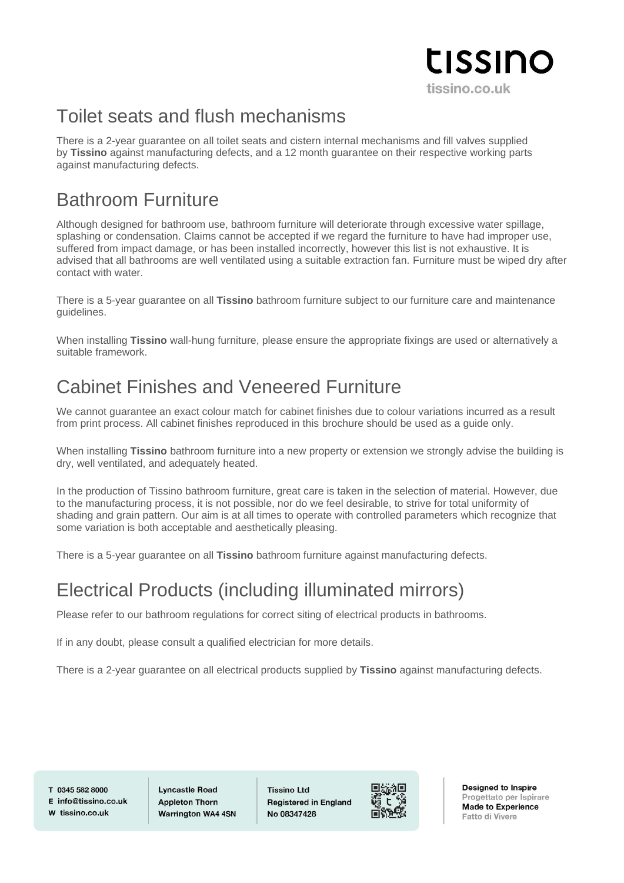## Toilet seats and flush mechanisms

There is a 2-year guarantee on all toilet seats and cistern internal mechanisms and fill valves supplied by **Tissino** against manufacturing defects, and a 12 month guarantee on their respective working parts against manufacturing defects.

## Bathroom Furniture

Although designed for bathroom use, bathroom furniture will deteriorate through excessive water spillage, splashing or condensation. Claims cannot be accepted if we regard the furniture to have had improper use, suffered from impact damage, or has been installed incorrectly, however this list is not exhaustive. It is advised that all bathrooms are well ventilated using a suitable extraction fan. Furniture must be wiped dry after contact with water.

There is a 5-year guarantee on all **Tissino** bathroom furniture subject to our furniture care and maintenance guidelines.

When installing **Tissino** wall-hung furniture, please ensure the appropriate fixings are used or alternatively a suitable framework.

## Cabinet Finishes and Veneered Furniture

We cannot guarantee an exact colour match for cabinet finishes due to colour variations incurred as a result from print process. All cabinet finishes reproduced in this brochure should be used as a guide only.

When installing **Tissino** bathroom furniture into a new property or extension we strongly advise the building is dry, well ventilated, and adequately heated.

In the production of Tissino bathroom furniture, great care is taken in the selection of material. However, due to the manufacturing process, it is not possible, nor do we feel desirable, to strive for total uniformity of shading and grain pattern. Our aim is at all times to operate with controlled parameters which recognize that some variation is both acceptable and aesthetically pleasing.

There is a 5-year guarantee on all **Tissino** bathroom furniture against manufacturing defects.

## Electrical Products (including illuminated mirrors)

Please refer to our bathroom regulations for correct siting of electrical products in bathrooms.

If in any doubt, please consult a qualified electrician for more details.

There is a 2-year guarantee on all electrical products supplied by **Tissino** against manufacturing defects.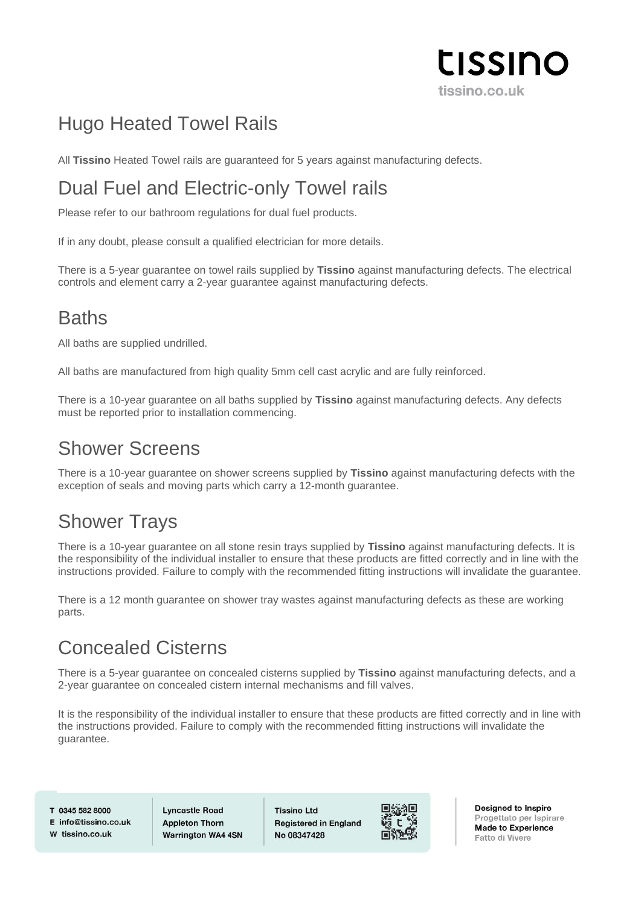## Hugo Heated Towel Rails

All **Tissino** Heated Towel rails are guaranteed for 5 years against manufacturing defects.

## Dual Fuel and Electric-only Towel rails

Please refer to our bathroom regulations for dual fuel products.

If in any doubt, please consult a qualified electrician for more details.

There is a 5-year guarantee on towel rails supplied by **Tissino** against manufacturing defects. The electrical controls and element carry a 2-year guarantee against manufacturing defects.

## Baths

All baths are supplied undrilled.

All baths are manufactured from high quality 5mm cell cast acrylic and are fully reinforced.

There is a 10-year guarantee on all baths supplied by **Tissino** against manufacturing defects. Any defects must be reported prior to installation commencing.

## Shower Screens

There is a 10-year guarantee on shower screens supplied by **Tissino** against manufacturing defects with the exception of seals and moving parts which carry a 12-month guarantee.

## Shower Trays

There is a 10-year guarantee on all stone resin trays supplied by **Tissino** against manufacturing defects. It is the responsibility of the individual installer to ensure that these products are fitted correctly and in line with the instructions provided. Failure to comply with the recommended fitting instructions will invalidate the guarantee.

There is a 12 month guarantee on shower tray wastes against manufacturing defects as these are working parts.

## Concealed Cisterns

There is a 5-year guarantee on concealed cisterns supplied by **Tissino** against manufacturing defects, and a 2-year guarantee on concealed cistern internal mechanisms and fill valves.

It is the responsibility of the individual installer to ensure that these products are fitted correctly and in line with the instructions provided. Failure to comply with the recommended fitting instructions will invalidate the guarantee.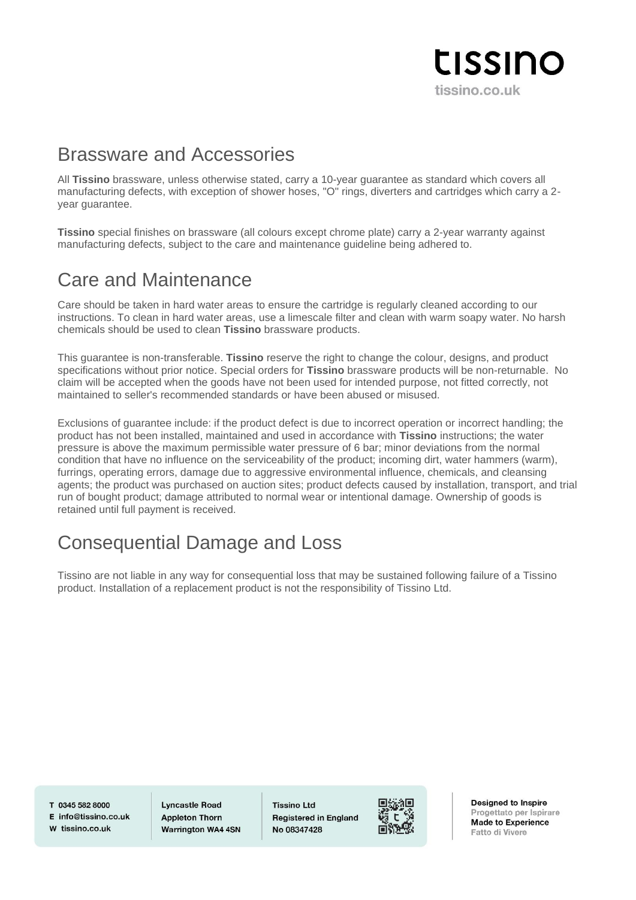## Brassware and Accessories

All **Tissino** brassware, unless otherwise stated, carry a 10-year guarantee as standard which covers all manufacturing defects, with exception of shower hoses, "O" rings, diverters and cartridges which carry a 2-year guarantee.

**Tissino** special finishes on brassware (all colours except chrome plate) carry a 2-year warranty against manufacturing defects, subject to the care and maintenance guideline being adhered to.

## Care and Maintenance

Care should be taken in hard water areas to ensure the cartridge is regularly cleaned according to our instructions. To clean in hard water areas, use a limescale filter and clean with warm soapy water. No harsh chemicals should be used to clean **Tissino** brassware products.

This guarantee is non-transferable. **Tissino** reserve the right to change the colour, designs, and product specifications without prior notice. Special orders for **Tissino** brassware products will be non-returnable. No claim will be accepted when the goods have not been used for intended purpose, not fitted correctly, not maintained to seller's recommended standards or have been abused or misused.

Exclusions of guarantee include: if the product defect is due to incorrect operation or incorrect handling; the product has not been installed, maintained and used in accordance with **Tissino** instructions; the water pressure is above the maximum permissible water pressure of 6 bar; minor deviations from the normal condition that have no influence on the serviceability of the product; incoming dirt, water hammers (warm), furrings, operating errors, damage due to aggressive environmental influence, chemicals, and cleansing agents; the product was purchased on auction sites; product defects caused by installation, transport, and trial run of bought product; damage attributed to normal wear or intentional damage. Ownership of goods is retained until full payment is received.

## Consequential Damage and Loss

Tissino are not liable in any way for consequential loss that may be sustained following failure of a Tissino product. Installation of a replacement product is not the responsibility of Tissino Ltd.